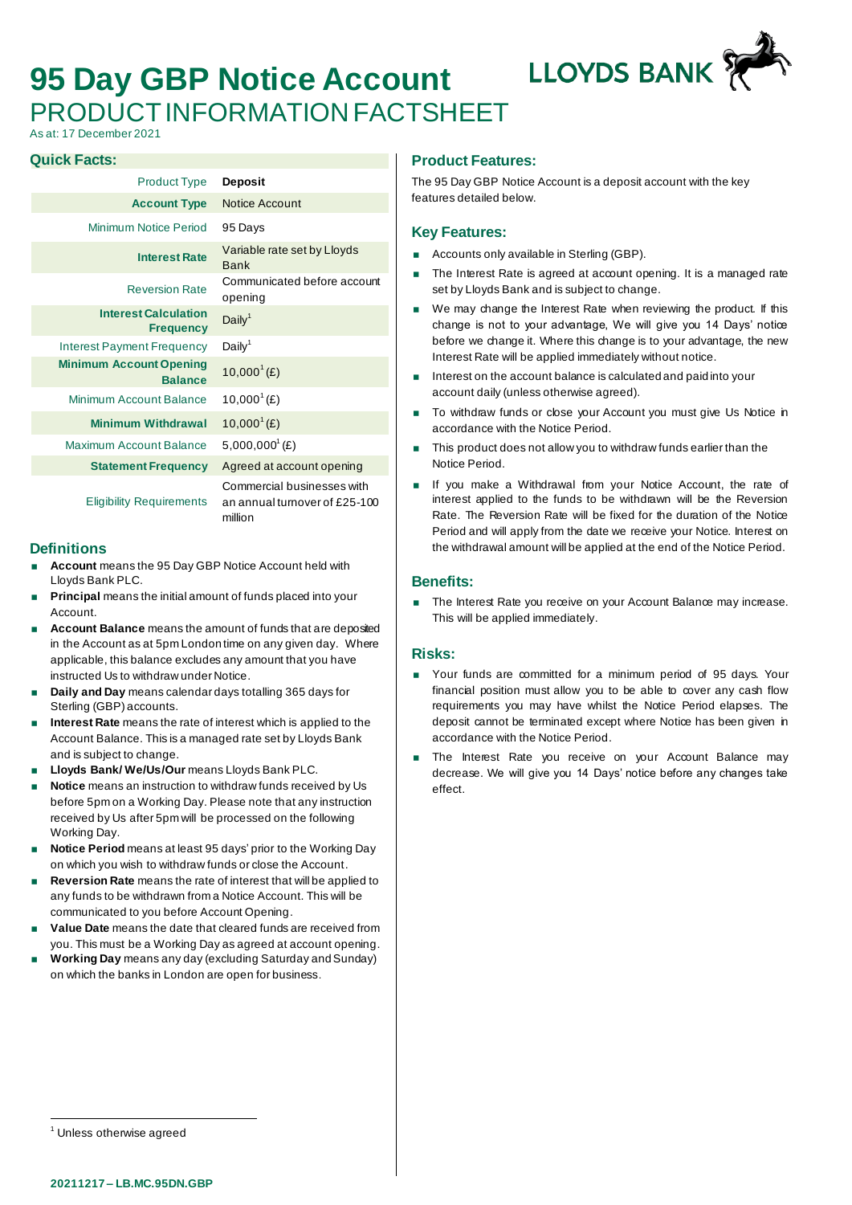# 95 Day GBP Notice Account

## PRODUCT INFORMATION FACTSHEET

As at: 17 December 2021

### Quick Facts:

| | |
|---|---|
| Product Type | **Deposit** |
| **Account Type** | Notice Account |
| Minimum Notice Period | 95 Days |
| **Interest Rate** | Variable rate set by Lloyds Bank |
| Reversion Rate | Communicated before account opening |
| **Interest Calculation Frequency** | Daily[1] |
| Interest Payment Frequency | Daily[1] |
| **Minimum Account Opening Balance** | 10,000[1] (£) |
| Minimum Account Balance | 10,000[1] (£) |
| **Minimum Withdrawal** | 10,000[1] (£) |
| Maximum Account Balance | 5,000,000[1] (£) |
| **Statement Frequency** | Agreed at account opening |
| Eligibility Requirements | Commercial businesses with an annual turnover of £25-100 million |

### Definitions

- **Account** means the 95 Day GBP Notice Account held with Lloyds Bank PLC.
- **Principal** means the initial amount of funds placed into your Account.
- **Account Balance** means the amount of funds that are deposited in the Account as at 5pm London time on any given day. Where applicable, this balance excludes any amount that you have instructed Us to withdraw under Notice.
- **Daily and Day** means calendar days totalling 365 days for Sterling (GBP) accounts.
- **Interest Rate** means the rate of interest which is applied to the Account Balance. This is a managed rate set by Lloyds Bank and is subject to change.
- **Lloyds Bank/ We/Us/Our** means Lloyds Bank PLC.
- **Notice** means an instruction to withdraw funds received by Us before 5pm on a Working Day. Please note that any instruction received by Us after 5pm will be processed on the following Working Day.
- **Notice Period** means at least 95 days' prior to the Working Day on which you wish to withdraw funds or close the Account.
- **Reversion Rate** means the rate of interest that will be applied to any funds to be withdrawn from a Notice Account. This will be communicated to you before Account Opening.
- **Value Date** means the date that cleared funds are received from you. This must be a Working Day as agreed at account opening.
- **Working Day** means any day (excluding Saturday and Sunday) on which the banks in London are open for business.

### Product Features:

The 95 Day GBP Notice Account is a deposit account with the key features detailed below.

### Key Features:

- Accounts only available in Sterling (GBP).
- The Interest Rate is agreed at account opening. It is a managed rate set by Lloyds Bank and is subject to change.
- We may change the Interest Rate when reviewing the product. If this change is not to your advantage, We will give you 14 Days' notice before we change it. Where this change is to your advantage, the new Interest Rate will be applied immediately without notice.
- Interest on the account balance is calculated and paid into your account daily (unless otherwise agreed).
- To withdraw funds or close your Account you must give Us Notice in accordance with the Notice Period.
- This product does not allow you to withdraw funds earlier than the Notice Period.
- If you make a Withdrawal from your Notice Account, the rate of interest applied to the funds to be withdrawn will be the Reversion Rate. The Reversion Rate will be fixed for the duration of the Notice Period and will apply from the date we receive your Notice. Interest on the withdrawal amount will be applied at the end of the Notice Period.

### Benefits:

- The Interest Rate you receive on your Account Balance may increase. This will be applied immediately.

### Risks:

- Your funds are committed for a minimum period of 95 days. Your financial position must allow you to be able to cover any cash flow requirements you may have whilst the Notice Period elapses. The deposit cannot be terminated except where Notice has been given in accordance with the Notice Period.
- The Interest Rate you receive on your Account Balance may decrease. We will give you 14 Days' notice before any changes take effect.

---

[1] Unless otherwise agreed

20211217 – LB.MC.95DN.GBP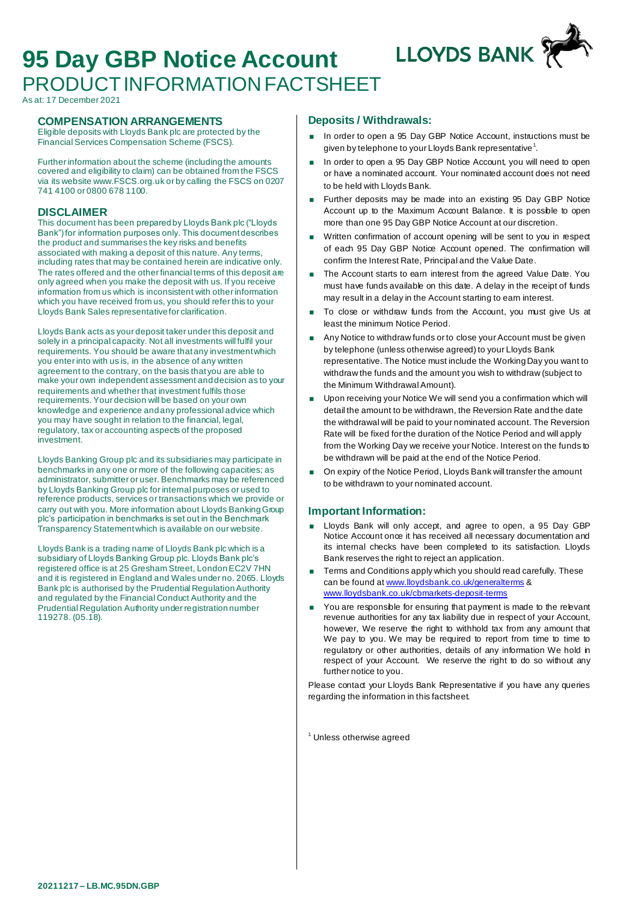# 95 Day GBP Notice Account

PRODUCT INFORMATION FACTSHEET

As at: 17 December 2021

## COMPENSATION ARRANGEMENTS

Eligible deposits with Lloyds Bank plc are protected by the Financial Services Compensation Scheme (FSCS).

Further information about the scheme (including the amounts covered and eligibility to claim) can be obtained from the FSCS via its website www.FSCS.org.uk or by calling the FSCS on 0207 741 4100 or 0800 678 1100.

## DISCLAIMER

This document has been prepared by Lloyds Bank plc ("Lloyds Bank") for information purposes only. This document describes the product and summarises the key risks and benefits associated with making a deposit of this nature. Any terms, including rates that may be contained herein are indicative only. The rates offered and the other financial terms of this deposit are only agreed when you make the deposit with us. If you receive information from us which is inconsistent with other information which you have received from us, you should refer this to your Lloyds Bank Sales representative for clarification.

Lloyds Bank acts as your deposit taker under this deposit and solely in a principal capacity. Not all investments will fulfil your requirements. You should be aware that any investment which you enter into with us is, in the absence of any written agreement to the contrary, on the basis that you are able to make your own independent assessment and decision as to your requirements and whether that investment fulfils those requirements. Your decision will be based on your own knowledge and experience and any professional advice which you may have sought in relation to the financial, legal, regulatory, tax or accounting aspects of the proposed investment.

Lloyds Banking Group plc and its subsidiaries may participate in benchmarks in any one or more of the following capacities; as administrator, submitter or user. Benchmarks may be referenced by Lloyds Banking Group plc for internal purposes or used to reference products, services or transactions which we provide or carry out with you. More information about Lloyds Banking Group plc's participation in benchmarks is set out in the Benchmark Transparency Statement which is available on our website.

Lloyds Bank is a trading name of Lloyds Bank plc which is a subsidiary of Lloyds Banking Group plc. Lloyds Bank plc's registered office is at 25 Gresham Street, London EC2V 7HN and it is registered in England and Wales under no. 2065. Lloyds Bank plc is authorised by the Prudential Regulation Authority and regulated by the Financial Conduct Authority and the Prudential Regulation Authority under registration number 119278. (05.18).

## Deposits / Withdrawals:

- In order to open a 95 Day GBP Notice Account, instructions must be given by telephone to your Lloyds Bank representative[1].
- In order to open a 95 Day GBP Notice Account, you will need to open or have a nominated account. Your nominated account does not need to be held with Lloyds Bank.
- Further deposits may be made into an existing 95 Day GBP Notice Account up to the Maximum Account Balance. It is possible to open more than one 95 Day GBP Notice Account at our discretion.
- Written confirmation of account opening will be sent to you in respect of each 95 Day GBP Notice Account opened. The confirmation will confirm the Interest Rate, Principal and the Value Date.
- The Account starts to earn interest from the agreed Value Date. You must have funds available on this date. A delay in the receipt of funds may result in a delay in the Account starting to earn interest.
- To close or withdraw funds from the Account, you must give Us at least the minimum Notice Period.
- Any Notice to withdraw funds or to close your Account must be given by telephone (unless otherwise agreed) to your Lloyds Bank representative. The Notice must include the Working Day you want to withdraw the funds and the amount you wish to withdraw (subject to the Minimum Withdrawal Amount).
- Upon receiving your Notice We will send you a confirmation which will detail the amount to be withdrawn, the Reversion Rate and the date the withdrawal will be paid to your nominated account. The Reversion Rate will be fixed for the duration of the Notice Period and will apply from the Working Day we receive your Notice. Interest on the funds to be withdrawn will be paid at the end of the Notice Period.
- On expiry of the Notice Period, Lloyds Bank will transfer the amount to be withdrawn to your nominated account.

## Important Information:

- Lloyds Bank will only accept, and agree to open, a 95 Day GBP Notice Account once it has received all necessary documentation and its internal checks have been completed to its satisfaction. Lloyds Bank reserves the right to reject an application.
- Terms and Conditions apply which you should read carefully. These can be found at www.lloydsbank.co.uk/generalterms & www.lloydsbank.co.uk/cbmarkets-deposit-terms
- You are responsible for ensuring that payment is made to the relevant revenue authorities for any tax liability due in respect of your Account, however, We reserve the right to withhold tax from any amount that We pay to you. We may be required to report from time to time to regulatory or other authorities, details of any information We hold in respect of your Account. We reserve the right to do so without any further notice to you.

Please contact your Lloyds Bank Representative if you have any queries regarding the information in this factsheet.

[1] Unless otherwise agreed

20211217 – LB.MC.95DN.GBP